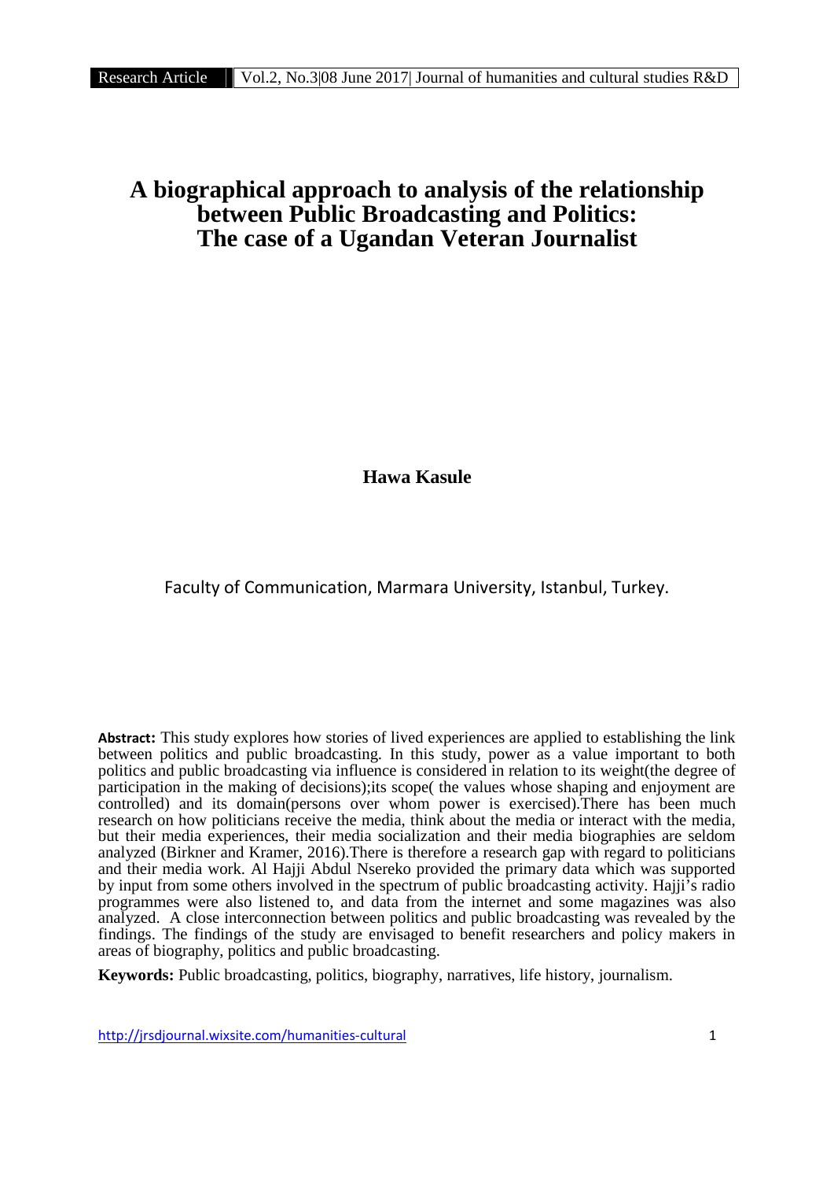# A biographical approach to analysis of the relationship between Public Broadcasting and Politics: The case of a Ugandan Veteran Journalist

**Hawa Kasule**

Faculty of Communication, Marmara University, Istanbul, Turkey.

**Abstract:** This study explores how stories of lived experiences are applied to establishing the link between politics and public broadcasting. In this study, power as a value important to both politics and public broadcasting via influence is considered in relation to its weight(the degree of participation in the making of decisions);its scope( the values whose shaping and enjoyment are controlled) and its domain(persons over whom power is exercised).There has been much research on how politicians receive the media, think about the media or interact with the media, but their media experiences, their media socialization and their media biographies are seldom analyzed (Birkner and Kramer, 2016).There is therefore a research gap with regard to politicians and their media work. Al Hajji Abdul Nsereko provided the primary data which was supported by input from some others involved in the spectrum of public broadcasting activity. Hajji's radio programmes were also listened to, and data from the internet and some magazines was also analyzed. A close interconnection between politics and public broadcasting was revealed by the findings. The findings of the study are envisaged to benefit researchers and policy makers in areas of biography, politics and public broadcasting.

**Keywords:** Public broadcasting, politics, biography, narratives, life history, journalism.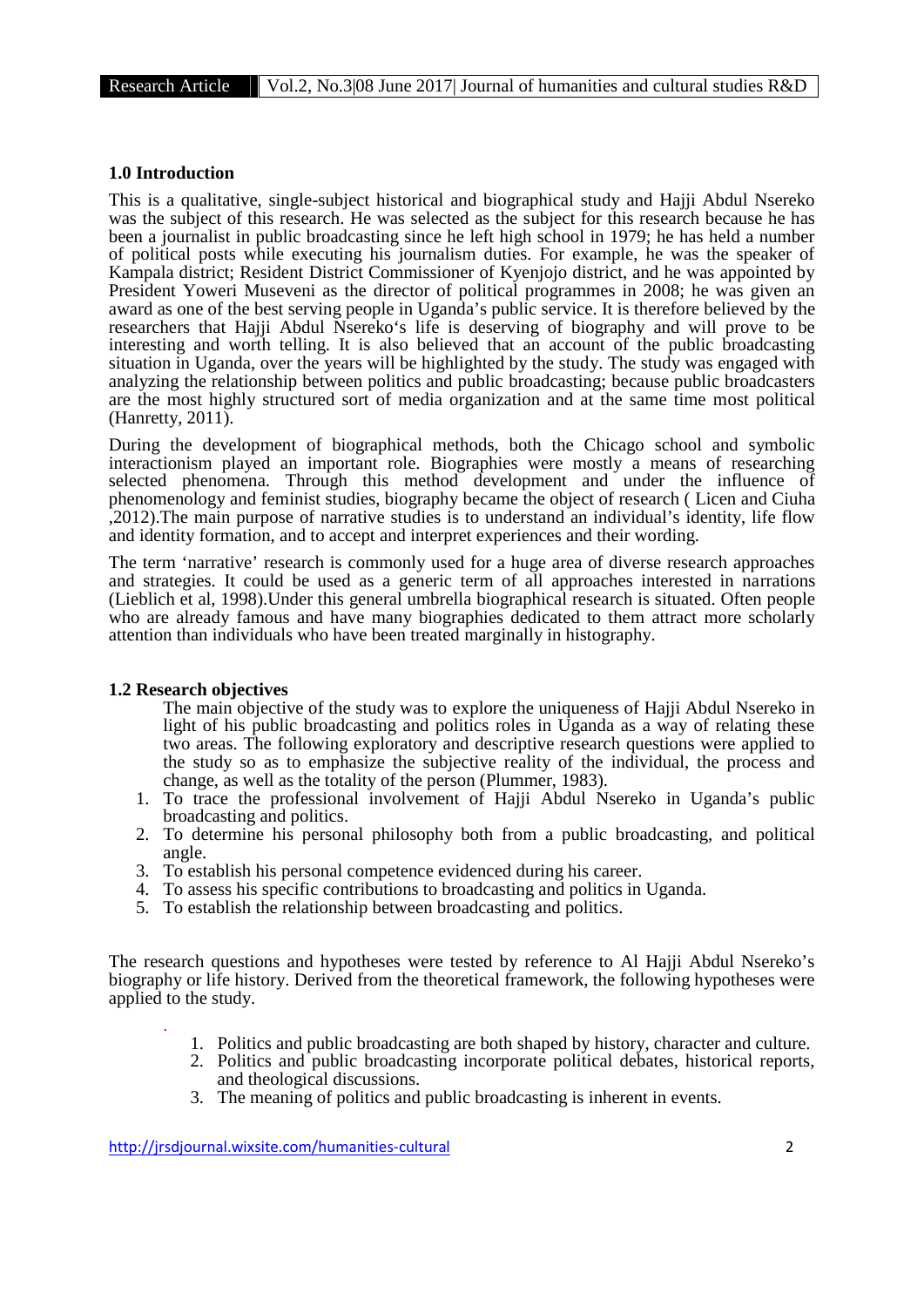## 1.0 Introduction

This is a qualitative, single-subject historical and biographical study and Hajji Abdul Nsereko was the subject of this research. He was selected as the subject for this research because he has been a journalist in public broadcasting since he left high school in 1979; he has held a number of political posts while executing his journalism duties. For example, he was the speaker of Kampala district; Resident District Commissioner of Kyenjojo district, and he was appointed by President Yoweri Museveni as the director of political programmes in 2008; he was given an award as one of the best serving people in Uganda's public service. It is therefore believed by the researchers that Hajji Abdul Nsereko's life is deserving of biography and will prove to be interesting and worth telling. It is also believed that an account of the public broadcasting situation in Uganda, over the years will be highlighted by the study. The study was engaged with analyzing the relationship between politics and public broadcasting; because public broadcasters are the most highly structured sort of media organization and at the same time most political (Hanretty, 2011).

During the development of biographical methods, both the Chicago school and symbolic interactionism played an important role. Biographies were mostly a means of researching selected phenomena. Through this method development and under the influence of phenomenology and feminist studies, biography became the object of research ( Licen and Ciuha ,2012).The main purpose of narrative studies is to understand an individual's identity, life flow and identity formation, and to accept and interpret experiences and their wording.

The term 'narrative' research is commonly used for a huge area of diverse research approaches and strategies. It could be used as a generic term of all approaches interested in narrations (Lieblich et al, 1998).Under this general umbrella biographical research is situated. Often people who are already famous and have many biographies dedicated to them attract more scholarly attention than individuals who have been treated marginally in histography.

## 1.2 Research objectives

The main objective of the study was to explore the uniqueness of Hajji Abdul Nsereko in light of his public broadcasting and politics roles in Uganda as a way of relating these two areas. The following exploratory and descriptive research questions were applied to the study so as to emphasize the subjective reality of the individual, the process and change, as well as the totality of the person (Plummer, 1983).

1. To trace the professional involvement of Hajji Abdul Nsereko in Uganda's public broadcasting and politics.
2. To determine his personal philosophy both from a public broadcasting, and political angle.
3. To establish his personal competence evidenced during his career.
4. To assess his specific contributions to broadcasting and politics in Uganda.
5. To establish the relationship between broadcasting and politics.

The research questions and hypotheses were tested by reference to Al Hajji Abdul Nsereko's biography or life history. Derived from the theoretical framework, the following hypotheses were applied to the study.

1. Politics and public broadcasting are both shaped by history, character and culture.
2. Politics and public broadcasting incorporate political debates, historical reports, and theological discussions.
3. The meaning of politics and public broadcasting is inherent in events.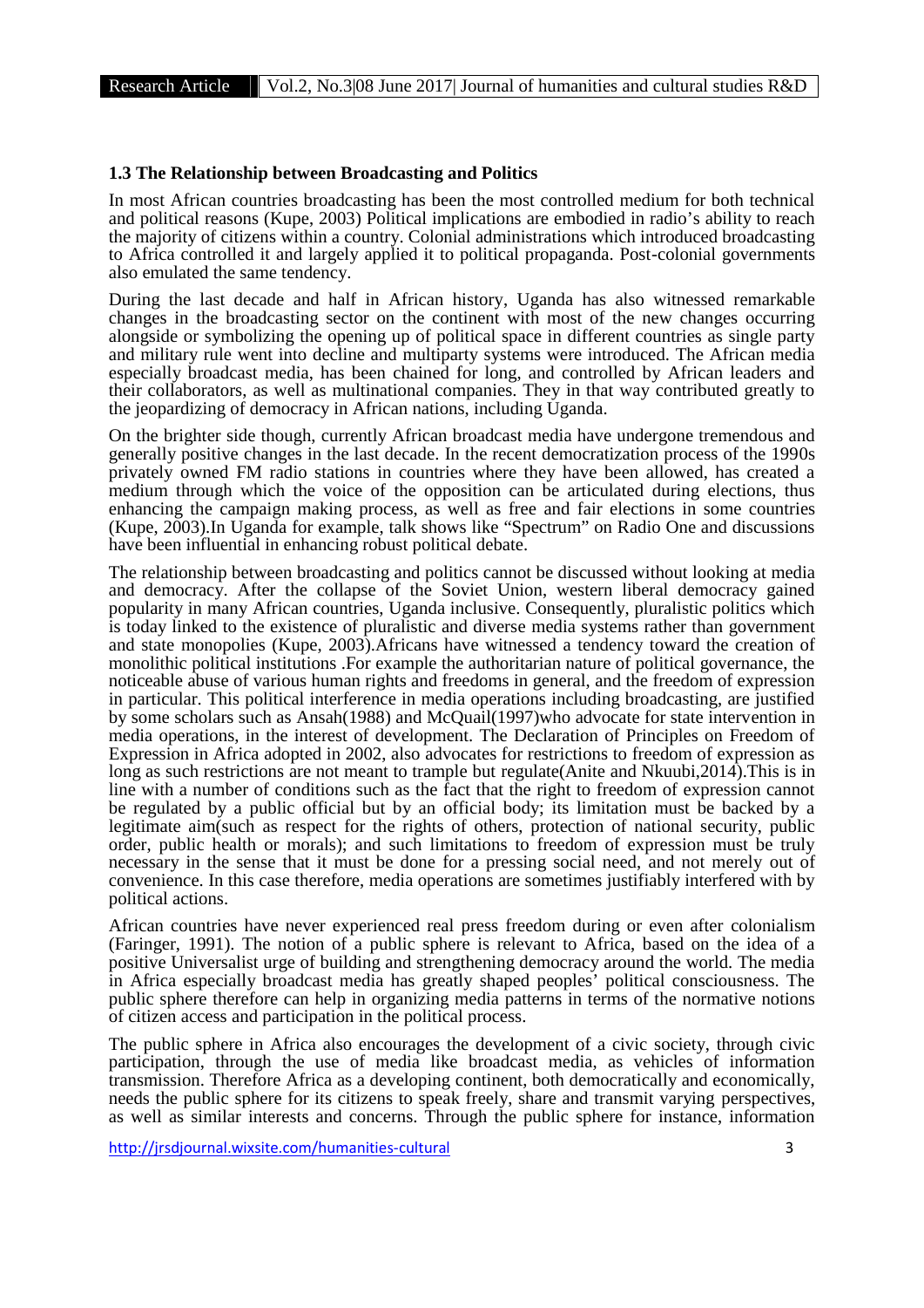### 1.3 The Relationship between Broadcasting and Politics

In most African countries broadcasting has been the most controlled medium for both technical and political reasons (Kupe, 2003) Political implications are embodied in radio's ability to reach the majority of citizens within a country. Colonial administrations which introduced broadcasting to Africa controlled it and largely applied it to political propaganda. Post-colonial governments also emulated the same tendency.

During the last decade and half in African history, Uganda has also witnessed remarkable changes in the broadcasting sector on the continent with most of the new changes occurring alongside or symbolizing the opening up of political space in different countries as single party and military rule went into decline and multiparty systems were introduced. The African media especially broadcast media, has been chained for long, and controlled by African leaders and their collaborators, as well as multinational companies. They in that way contributed greatly to the jeopardizing of democracy in African nations, including Uganda.

On the brighter side though, currently African broadcast media have undergone tremendous and generally positive changes in the last decade. In the recent democratization process of the 1990s privately owned FM radio stations in countries where they have been allowed, has created a medium through which the voice of the opposition can be articulated during elections, thus enhancing the campaign making process, as well as free and fair elections in some countries (Kupe, 2003).In Uganda for example, talk shows like "Spectrum" on Radio One and discussions have been influential in enhancing robust political debate.

The relationship between broadcasting and politics cannot be discussed without looking at media and democracy. After the collapse of the Soviet Union, western liberal democracy gained popularity in many African countries, Uganda inclusive. Consequently, pluralistic politics which is today linked to the existence of pluralistic and diverse media systems rather than government and state monopolies (Kupe, 2003).Africans have witnessed a tendency toward the creation of monolithic political institutions .For example the authoritarian nature of political governance, the noticeable abuse of various human rights and freedoms in general, and the freedom of expression in particular. This political interference in media operations including broadcasting, are justified by some scholars such as Ansah(1988) and McQuail(1997)who advocate for state intervention in media operations, in the interest of development. The Declaration of Principles on Freedom of Expression in Africa adopted in 2002, also advocates for restrictions to freedom of expression as long as such restrictions are not meant to trample but regulate(Anite and Nkuubi,2014).This is in line with a number of conditions such as the fact that the right to freedom of expression cannot be regulated by a public official but by an official body; its limitation must be backed by a legitimate aim(such as respect for the rights of others, protection of national security, public order, public health or morals); and such limitations to freedom of expression must be truly necessary in the sense that it must be done for a pressing social need, and not merely out of convenience. In this case therefore, media operations are sometimes justifiably interfered with by political actions.

African countries have never experienced real press freedom during or even after colonialism (Faringer, 1991). The notion of a public sphere is relevant to Africa, based on the idea of a positive Universalist urge of building and strengthening democracy around the world. The media in Africa especially broadcast media has greatly shaped peoples' political consciousness. The public sphere therefore can help in organizing media patterns in terms of the normative notions of citizen access and participation in the political process.

The public sphere in Africa also encourages the development of a civic society, through civic participation, through the use of media like broadcast media, as vehicles of information transmission. Therefore Africa as a developing continent, both democratically and economically, needs the public sphere for its citizens to speak freely, share and transmit varying perspectives, as well as similar interests and concerns. Through the public sphere for instance, information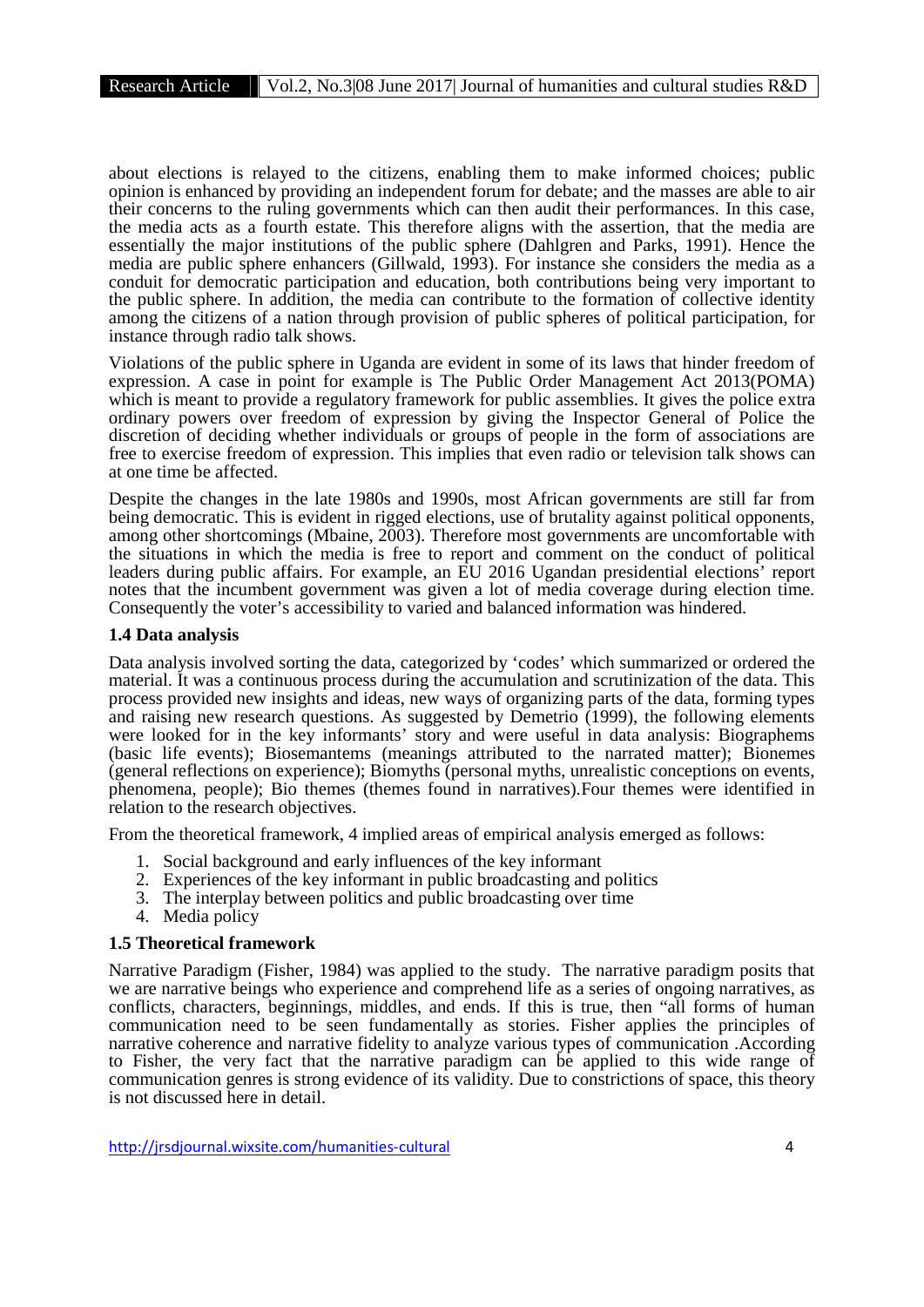about elections is relayed to the citizens, enabling them to make informed choices; public opinion is enhanced by providing an independent forum for debate; and the masses are able to air their concerns to the ruling governments which can then audit their performances. In this case, the media acts as a fourth estate. This therefore aligns with the assertion, that the media are essentially the major institutions of the public sphere (Dahlgren and Parks, 1991). Hence the media are public sphere enhancers (Gillwald, 1993). For instance she considers the media as a conduit for democratic participation and education, both contributions being very important to the public sphere. In addition, the media can contribute to the formation of collective identity among the citizens of a nation through provision of public spheres of political participation, for instance through radio talk shows.

Violations of the public sphere in Uganda are evident in some of its laws that hinder freedom of expression. A case in point for example is The Public Order Management Act 2013(POMA) which is meant to provide a regulatory framework for public assemblies. It gives the police extra ordinary powers over freedom of expression by giving the Inspector General of Police the discretion of deciding whether individuals or groups of people in the form of associations are free to exercise freedom of expression. This implies that even radio or television talk shows can at one time be affected.

Despite the changes in the late 1980s and 1990s, most African governments are still far from being democratic. This is evident in rigged elections, use of brutality against political opponents, among other shortcomings (Mbaine, 2003). Therefore most governments are uncomfortable with the situations in which the media is free to report and comment on the conduct of political leaders during public affairs. For example, an EU 2016 Ugandan presidential elections' report notes that the incumbent government was given a lot of media coverage during election time. Consequently the voter's accessibility to varied and balanced information was hindered.

### 1.4 Data analysis

Data analysis involved sorting the data, categorized by 'codes' which summarized or ordered the material. It was a continuous process during the accumulation and scrutinization of the data. This process provided new insights and ideas, new ways of organizing parts of the data, forming types and raising new research questions. As suggested by Demetrio (1999), the following elements were looked for in the key informants' story and were useful in data analysis: Biographems (basic life events); Biosemantems (meanings attributed to the narrated matter); Bionemes (general reflections on experience); Biomyths (personal myths, unrealistic conceptions on events, phenomena, people); Bio themes (themes found in narratives).Four themes were identified in relation to the research objectives.

From the theoretical framework, 4 implied areas of empirical analysis emerged as follows:

1. Social background and early influences of the key informant
2. Experiences of the key informant in public broadcasting and politics
3. The interplay between politics and public broadcasting over time
4. Media policy

### 1.5 Theoretical framework

Narrative Paradigm (Fisher, 1984) was applied to the study. The narrative paradigm posits that we are narrative beings who experience and comprehend life as a series of ongoing narratives, as conflicts, characters, beginnings, middles, and ends. If this is true, then "all forms of human communication need to be seen fundamentally as stories. Fisher applies the principles of narrative coherence and narrative fidelity to analyze various types of communication .According to Fisher, the very fact that the narrative paradigm can be applied to this wide range of communication genres is strong evidence of its validity. Due to constrictions of space, this theory is not discussed here in detail.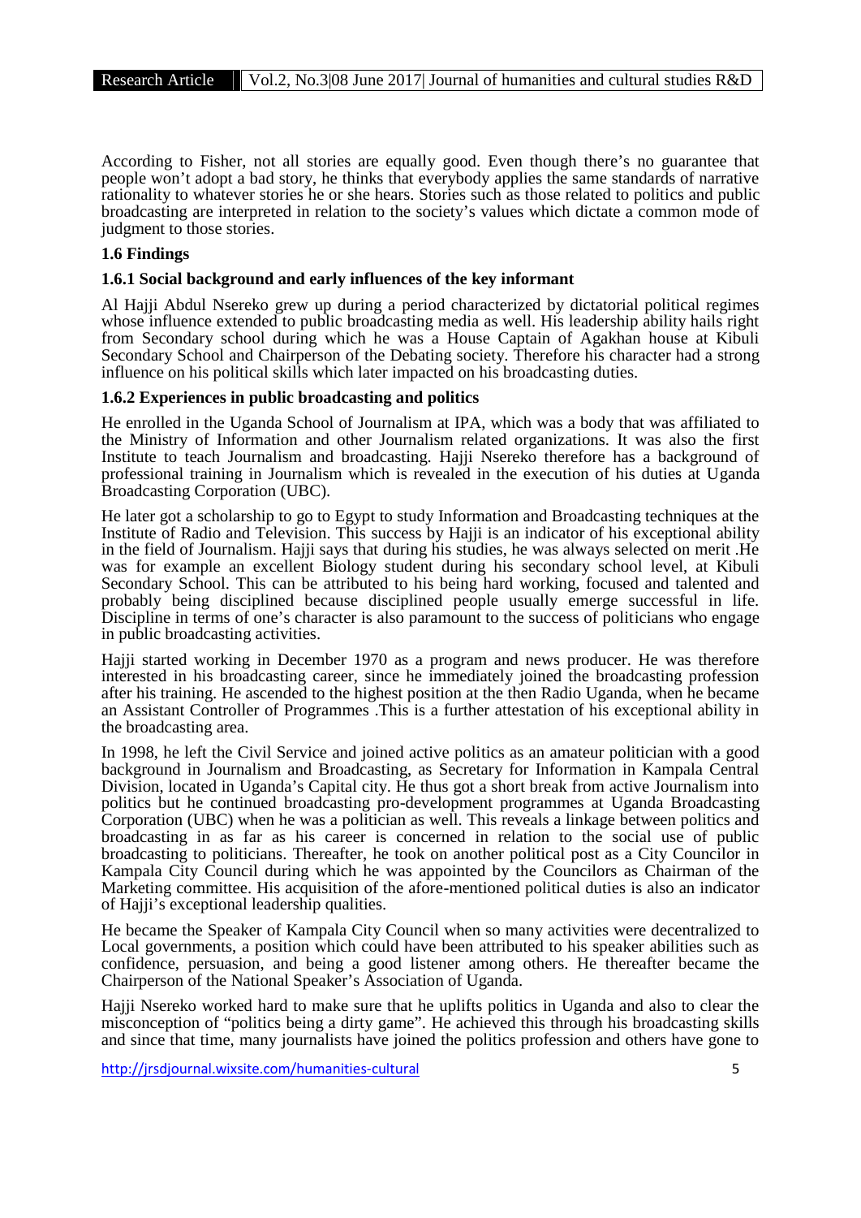According to Fisher, not all stories are equally good. Even though there's no guarantee that people won't adopt a bad story, he thinks that everybody applies the same standards of narrative rationality to whatever stories he or she hears. Stories such as those related to politics and public broadcasting are interpreted in relation to the society's values which dictate a common mode of judgment to those stories.

### 1.6 Findings

#### 1.6.1 Social background and early influences of the key informant

Al Hajji Abdul Nsereko grew up during a period characterized by dictatorial political regimes whose influence extended to public broadcasting media as well. His leadership ability hails right from Secondary school during which he was a House Captain of Agakhan house at Kibuli Secondary School and Chairperson of the Debating society. Therefore his character had a strong influence on his political skills which later impacted on his broadcasting duties.

#### 1.6.2 Experiences in public broadcasting and politics

He enrolled in the Uganda School of Journalism at IPA, which was a body that was affiliated to the Ministry of Information and other Journalism related organizations. It was also the first Institute to teach Journalism and broadcasting. Hajji Nsereko therefore has a background of professional training in Journalism which is revealed in the execution of his duties at Uganda Broadcasting Corporation (UBC).

He later got a scholarship to go to Egypt to study Information and Broadcasting techniques at the Institute of Radio and Television. This success by Hajji is an indicator of his exceptional ability in the field of Journalism. Hajji says that during his studies, he was always selected on merit .He was for example an excellent Biology student during his secondary school level, at Kibuli Secondary School. This can be attributed to his being hard working, focused and talented and probably being disciplined because disciplined people usually emerge successful in life. Discipline in terms of one's character is also paramount to the success of politicians who engage in public broadcasting activities.

Hajji started working in December 1970 as a program and news producer. He was therefore interested in his broadcasting career, since he immediately joined the broadcasting profession after his training. He ascended to the highest position at the then Radio Uganda, when he became an Assistant Controller of Programmes .This is a further attestation of his exceptional ability in the broadcasting area.

In 1998, he left the Civil Service and joined active politics as an amateur politician with a good background in Journalism and Broadcasting, as Secretary for Information in Kampala Central Division, located in Uganda's Capital city. He thus got a short break from active Journalism into politics but he continued broadcasting pro-development programmes at Uganda Broadcasting Corporation (UBC) when he was a politician as well. This reveals a linkage between politics and broadcasting in as far as his career is concerned in relation to the social use of public broadcasting to politicians. Thereafter, he took on another political post as a City Councilor in Kampala City Council during which he was appointed by the Councilors as Chairman of the Marketing committee. His acquisition of the afore-mentioned political duties is also an indicator of Hajji's exceptional leadership qualities.

He became the Speaker of Kampala City Council when so many activities were decentralized to Local governments, a position which could have been attributed to his speaker abilities such as confidence, persuasion, and being a good listener among others. He thereafter became the Chairperson of the National Speaker's Association of Uganda.

Hajji Nsereko worked hard to make sure that he uplifts politics in Uganda and also to clear the misconception of "politics being a dirty game". He achieved this through his broadcasting skills and since that time, many journalists have joined the politics profession and others have gone to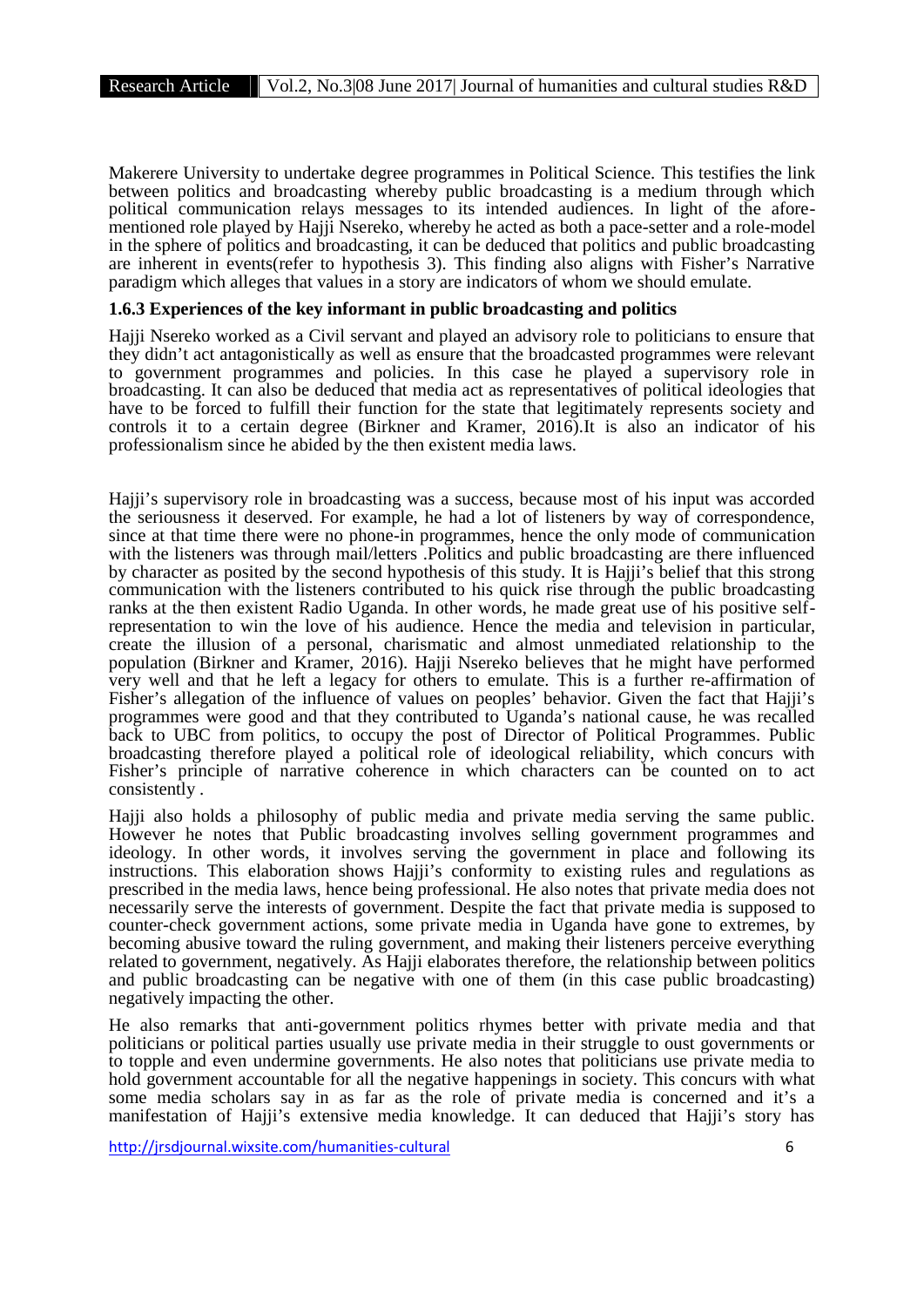Makerere University to undertake degree programmes in Political Science. This testifies the link between politics and broadcasting whereby public broadcasting is a medium through which political communication relays messages to its intended audiences. In light of the afore-mentioned role played by Hajji Nsereko, whereby he acted as both a pace-setter and a role-model in the sphere of politics and broadcasting, it can be deduced that politics and public broadcasting are inherent in events(refer to hypothesis 3). This finding also aligns with Fisher's Narrative paradigm which alleges that values in a story are indicators of whom we should emulate.

### 1.6.3 Experiences of the key informant in public broadcasting and politics

Hajji Nsereko worked as a Civil servant and played an advisory role to politicians to ensure that they didn't act antagonistically as well as ensure that the broadcasted programmes were relevant to government programmes and policies. In this case he played a supervisory role in broadcasting. It can also be deduced that media act as representatives of political ideologies that have to be forced to fulfill their function for the state that legitimately represents society and controls it to a certain degree (Birkner and Kramer, 2016).It is also an indicator of his professionalism since he abided by the then existent media laws.

Hajji's supervisory role in broadcasting was a success, because most of his input was accorded the seriousness it deserved. For example, he had a lot of listeners by way of correspondence, since at that time there were no phone-in programmes, hence the only mode of communication with the listeners was through mail/letters .Politics and public broadcasting are there influenced by character as posited by the second hypothesis of this study. It is Hajji's belief that this strong communication with the listeners contributed to his quick rise through the public broadcasting ranks at the then existent Radio Uganda. In other words, he made great use of his positive self-representation to win the love of his audience. Hence the media and television in particular, create the illusion of a personal, charismatic and almost unmediated relationship to the population (Birkner and Kramer, 2016). Hajji Nsereko believes that he might have performed very well and that he left a legacy for others to emulate. This is a further re-affirmation of Fisher's allegation of the influence of values on peoples' behavior. Given the fact that Hajji's programmes were good and that they contributed to Uganda's national cause, he was recalled back to UBC from politics, to occupy the post of Director of Political Programmes. Public broadcasting therefore played a political role of ideological reliability, which concurs with Fisher's principle of narrative coherence in which characters can be counted on to act consistently .

Hajji also holds a philosophy of public media and private media serving the same public. However he notes that Public broadcasting involves selling government programmes and ideology. In other words, it involves serving the government in place and following its instructions. This elaboration shows Hajji's conformity to existing rules and regulations as prescribed in the media laws, hence being professional. He also notes that private media does not necessarily serve the interests of government. Despite the fact that private media is supposed to counter-check government actions, some private media in Uganda have gone to extremes, by becoming abusive toward the ruling government, and making their listeners perceive everything related to government, negatively. As Hajji elaborates therefore, the relationship between politics and public broadcasting can be negative with one of them (in this case public broadcasting) negatively impacting the other.

He also remarks that anti-government politics rhymes better with private media and that politicians or political parties usually use private media in their struggle to oust governments or to topple and even undermine governments. He also notes that politicians use private media to hold government accountable for all the negative happenings in society. This concurs with what some media scholars say in as far as the role of private media is concerned and it's a manifestation of Hajji's extensive media knowledge. It can deduced that Hajji's story has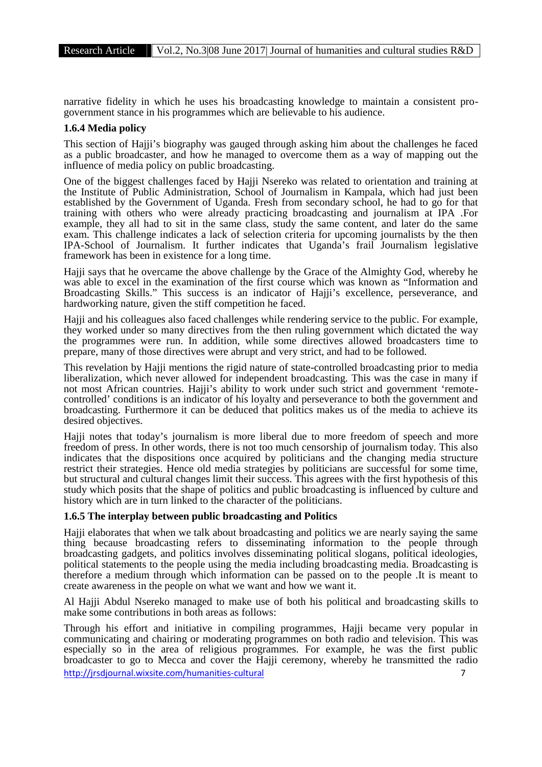narrative fidelity in which he uses his broadcasting knowledge to maintain a consistent pro-government stance in his programmes which are believable to his audience.

### 1.6.4 Media policy

This section of Hajji's biography was gauged through asking him about the challenges he faced as a public broadcaster, and how he managed to overcome them as a way of mapping out the influence of media policy on public broadcasting.

One of the biggest challenges faced by Hajji Nsereko was related to orientation and training at the Institute of Public Administration, School of Journalism in Kampala, which had just been established by the Government of Uganda. Fresh from secondary school, he had to go for that training with others who were already practicing broadcasting and journalism at IPA .For example, they all had to sit in the same class, study the same content, and later do the same exam. This challenge indicates a lack of selection criteria for upcoming journalists by the then IPA-School of Journalism. It further indicates that Uganda's frail Journalism legislative framework has been in existence for a long time.

Hajji says that he overcame the above challenge by the Grace of the Almighty God, whereby he was able to excel in the examination of the first course which was known as "Information and Broadcasting Skills." This success is an indicator of Hajji's excellence, perseverance, and hardworking nature, given the stiff competition he faced.

Hajji and his colleagues also faced challenges while rendering service to the public. For example, they worked under so many directives from the then ruling government which dictated the way the programmes were run. In addition, while some directives allowed broadcasters time to prepare, many of those directives were abrupt and very strict, and had to be followed.

This revelation by Hajji mentions the rigid nature of state-controlled broadcasting prior to media liberalization, which never allowed for independent broadcasting. This was the case in many if not most African countries. Hajji's ability to work under such strict and government 'remote-controlled' conditions is an indicator of his loyalty and perseverance to both the government and broadcasting. Furthermore it can be deduced that politics makes us of the media to achieve its desired objectives.

Hajji notes that today's journalism is more liberal due to more freedom of speech and more freedom of press. In other words, there is not too much censorship of journalism today. This also indicates that the dispositions once acquired by politicians and the changing media structure restrict their strategies. Hence old media strategies by politicians are successful for some time, but structural and cultural changes limit their success. This agrees with the first hypothesis of this study which posits that the shape of politics and public broadcasting is influenced by culture and history which are in turn linked to the character of the politicians.

### 1.6.5 The interplay between public broadcasting and Politics

Hajji elaborates that when we talk about broadcasting and politics we are nearly saying the same thing because broadcasting refers to disseminating information to the people through broadcasting gadgets, and politics involves disseminating political slogans, political ideologies, political statements to the people using the media including broadcasting media. Broadcasting is therefore a medium through which information can be passed on to the people .It is meant to create awareness in the people on what we want and how we want it.

Al Hajji Abdul Nsereko managed to make use of both his political and broadcasting skills to make some contributions in both areas as follows:

Through his effort and initiative in compiling programmes, Hajji became very popular in communicating and chairing or moderating programmes on both radio and television. This was especially so in the area of religious programmes. For example, he was the first public broadcaster to go to Mecca and cover the Hajji ceremony, whereby he transmitted the radio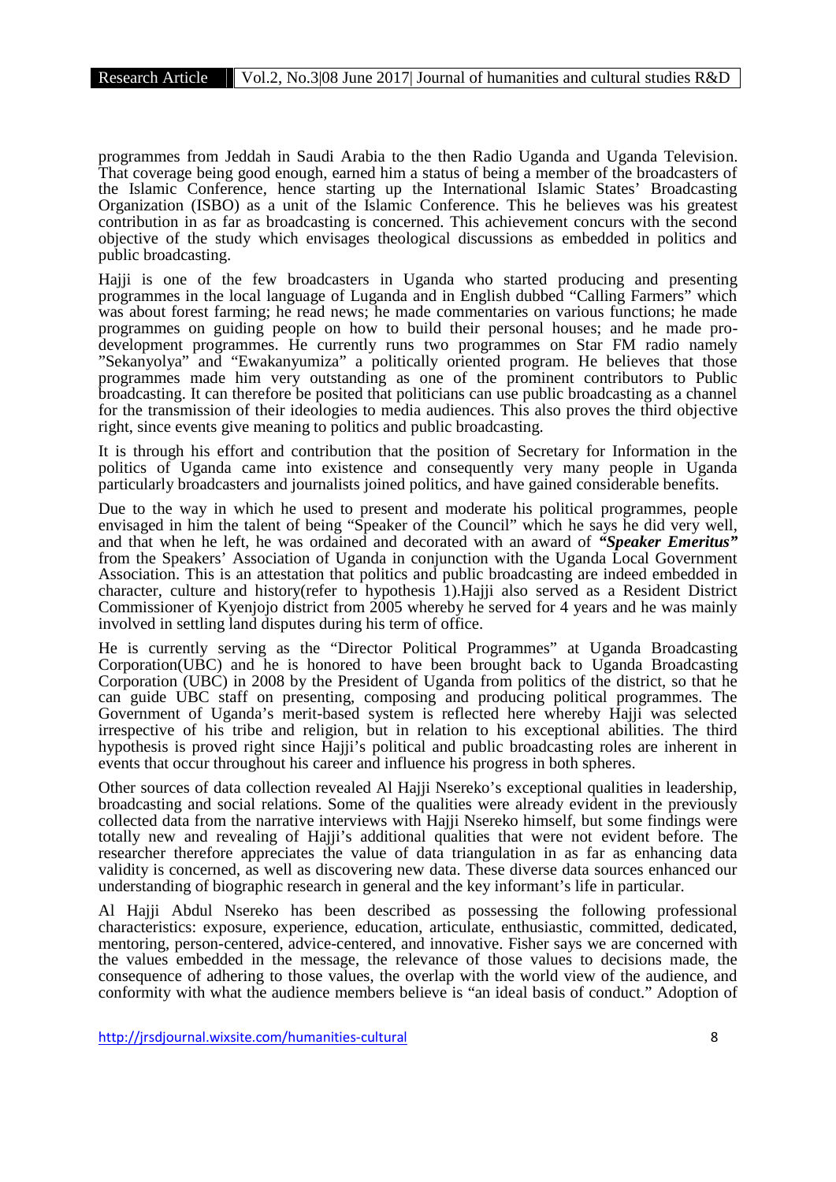programmes from Jeddah in Saudi Arabia to the then Radio Uganda and Uganda Television. That coverage being good enough, earned him a status of being a member of the broadcasters of the Islamic Conference, hence starting up the International Islamic States' Broadcasting Organization (ISBO) as a unit of the Islamic Conference. This he believes was his greatest contribution in as far as broadcasting is concerned. This achievement concurs with the second objective of the study which envisages theological discussions as embedded in politics and public broadcasting.

Hajji is one of the few broadcasters in Uganda who started producing and presenting programmes in the local language of Luganda and in English dubbed "Calling Farmers" which was about forest farming; he read news; he made commentaries on various functions; he made programmes on guiding people on how to build their personal houses; and he made pro-development programmes. He currently runs two programmes on Star FM radio namely "Sekanyolya" and "Ewakanyumiza" a politically oriented program. He believes that those programmes made him very outstanding as one of the prominent contributors to Public broadcasting. It can therefore be posited that politicians can use public broadcasting as a channel for the transmission of their ideologies to media audiences. This also proves the third objective right, since events give meaning to politics and public broadcasting.

It is through his effort and contribution that the position of Secretary for Information in the politics of Uganda came into existence and consequently very many people in Uganda particularly broadcasters and journalists joined politics, and have gained considerable benefits.

Due to the way in which he used to present and moderate his political programmes, people envisaged in him the talent of being "Speaker of the Council" which he says he did very well, and that when he left, he was ordained and decorated with an award of ***"Speaker Emeritus"*** from the Speakers' Association of Uganda in conjunction with the Uganda Local Government Association. This is an attestation that politics and public broadcasting are indeed embedded in character, culture and history(refer to hypothesis 1).Hajji also served as a Resident District Commissioner of Kyenjojo district from 2005 whereby he served for 4 years and he was mainly involved in settling land disputes during his term of office.

He is currently serving as the "Director Political Programmes" at Uganda Broadcasting Corporation(UBC) and he is honored to have been brought back to Uganda Broadcasting Corporation (UBC) in 2008 by the President of Uganda from politics of the district, so that he can guide UBC staff on presenting, composing and producing political programmes. The Government of Uganda's merit-based system is reflected here whereby Hajji was selected irrespective of his tribe and religion, but in relation to his exceptional abilities. The third hypothesis is proved right since Hajji's political and public broadcasting roles are inherent in events that occur throughout his career and influence his progress in both spheres.

Other sources of data collection revealed Al Hajji Nsereko's exceptional qualities in leadership, broadcasting and social relations. Some of the qualities were already evident in the previously collected data from the narrative interviews with Hajji Nsereko himself, but some findings were totally new and revealing of Hajji's additional qualities that were not evident before. The researcher therefore appreciates the value of data triangulation in as far as enhancing data validity is concerned, as well as discovering new data. These diverse data sources enhanced our understanding of biographic research in general and the key informant's life in particular.

Al Hajji Abdul Nsereko has been described as possessing the following professional characteristics: exposure, experience, education, articulate, enthusiastic, committed, dedicated, mentoring, person-centered, advice-centered, and innovative. Fisher says we are concerned with the values embedded in the message, the relevance of those values to decisions made, the consequence of adhering to those values, the overlap with the world view of the audience, and conformity with what the audience members believe is "an ideal basis of conduct." Adoption of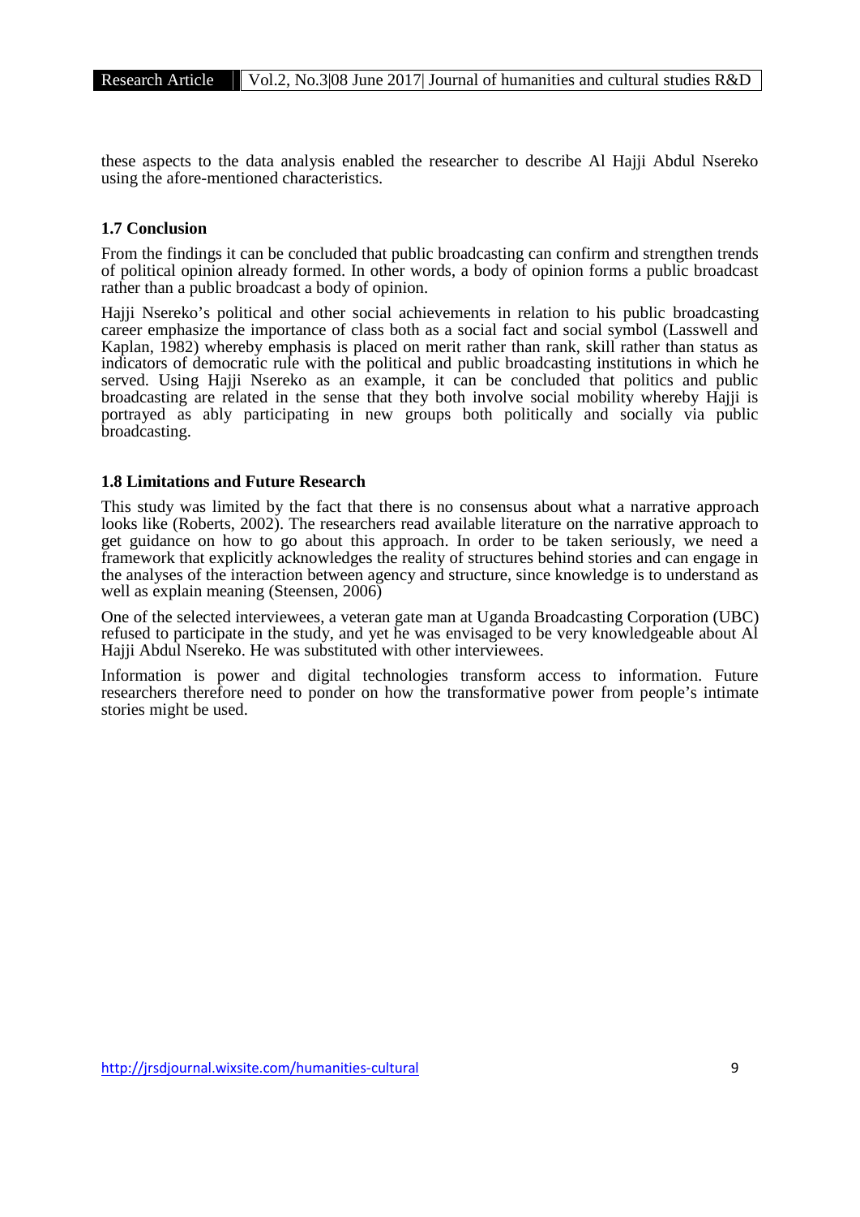these aspects to the data analysis enabled the researcher to describe Al Hajji Abdul Nsereko using the afore-mentioned characteristics.

### 1.7 Conclusion

From the findings it can be concluded that public broadcasting can confirm and strengthen trends of political opinion already formed. In other words, a body of opinion forms a public broadcast rather than a public broadcast a body of opinion.

Hajji Nsereko's political and other social achievements in relation to his public broadcasting career emphasize the importance of class both as a social fact and social symbol (Lasswell and Kaplan, 1982) whereby emphasis is placed on merit rather than rank, skill rather than status as indicators of democratic rule with the political and public broadcasting institutions in which he served. Using Hajji Nsereko as an example, it can be concluded that politics and public broadcasting are related in the sense that they both involve social mobility whereby Hajji is portrayed as ably participating in new groups both politically and socially via public broadcasting.

### 1.8 Limitations and Future Research

This study was limited by the fact that there is no consensus about what a narrative approach looks like (Roberts, 2002). The researchers read available literature on the narrative approach to get guidance on how to go about this approach. In order to be taken seriously, we need a framework that explicitly acknowledges the reality of structures behind stories and can engage in the analyses of the interaction between agency and structure, since knowledge is to understand as well as explain meaning (Steensen, 2006)

One of the selected interviewees, a veteran gate man at Uganda Broadcasting Corporation (UBC) refused to participate in the study, and yet he was envisaged to be very knowledgeable about Al Hajji Abdul Nsereko. He was substituted with other interviewees.

Information is power and digital technologies transform access to information. Future researchers therefore need to ponder on how the transformative power from people's intimate stories might be used.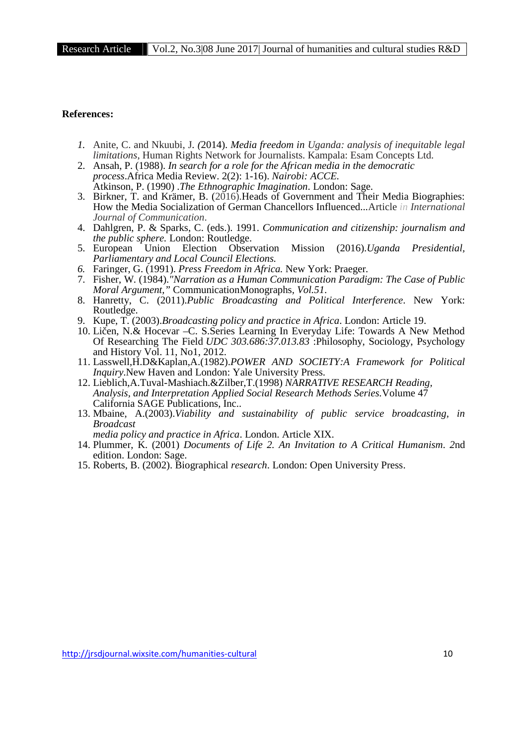**References:**

1. Anite, C. and Nkuubi, J. *(*2014). *Media freedom in Uganda: analysis of inequitable legal limitations*, Human Rights Network for Journalists. Kampala: Esam Concepts Ltd.
2. Ansah, P. (1988). *In search for a role for the African media in the democratic process*.Africa Media Review. 2(2): 1-16). *Nairobi: ACCE.*
   Atkinson, P. (1990) .*The Ethnographic Imagination*. London: Sage.
3. Birkner, T. and Krämer, B. (2016).Heads of Government and Their Media Biographies: How the Media Socialization of German Chancellors Influenced...Article *in International Journal of Communication*.
4. Dahlgren, P. & Sparks, C. (eds.). 1991. *Communication and citizenship: journalism and the public sphere.* London: Routledge.
5. European Union Election Observation Mission (2016).*Uganda Presidential, Parliamentary and Local Council Elections.*
6. Faringer, G. (1991). *Press Freedom in Africa.* New York: Praeger.
7. Fisher, W. (1984).*"Narration as a Human Communication Paradigm: The Case of Public Moral Argument,"* CommunicationMonographs, *Vol.51*.
8. Hanretty, C. (2011).*Public Broadcasting and Political Interference*. New York: Routledge.
9. Kupe, T. (2003).*Broadcasting policy and practice in Africa*. London: Article 19.
10. Ličen, N.& Hocevar –C. S.Series Learning In Everyday Life: Towards A New Method Of Researching The Field *UDC 303.686:37.013.83* :Philosophy, Sociology, Psychology and History Vol. 11, No1, 2012.
11. Lasswell,H.D&Kaplan,A.(1982).*POWER AND SOCIETY:A Framework for Political Inquiry*.New Haven and London: Yale University Press.
12. Lieblich,A.Tuval-Mashiach.&Zilber,T.(1998) *NARRATIVE RESEARCH Reading, Analysis, and Interpretation Applied Social Research Methods Series.*Volume 47 California SAGE Publications, Inc..
13. Mbaine, A.(2003).*Viability and sustainability of public service broadcasting, in Broadcast media policy and practice in Africa*. London. Article XIX.
14. Plummer, K. (2001) *Documents of Life 2. An Invitation to A Critical Humanism*. *2*nd edition. London: Sage.
15. Roberts, B. (2002). Biographical *research*. London: Open University Press.